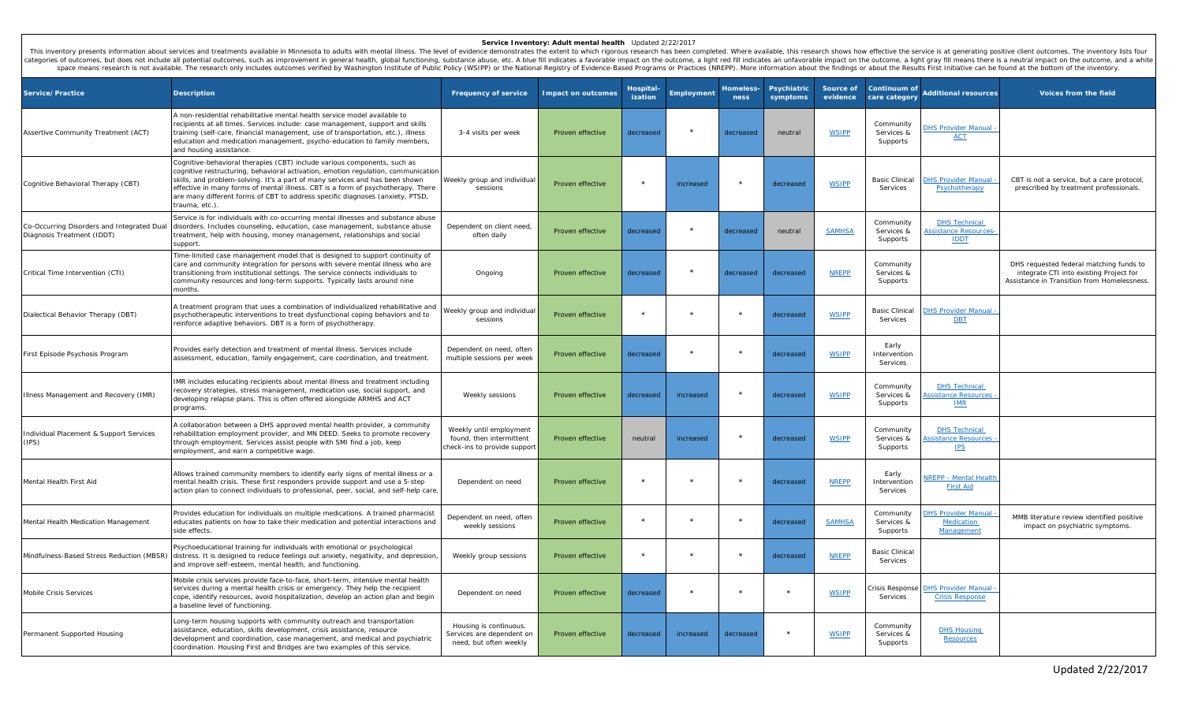# Service Inventory: Adult mental health Updated 2/22/2017

This inventory presents information about services and treatments available in Minnesota to adults with mental illness. The level of evidence demonstrates the extent to which rigorous research has been completed. Where available, this research shows how effective the service is at generating positive client outcomes. The inventory lists four categories of outcomes, but does not include all potential outcomes, such as improvement in general health, global functioning, substance abuse, etc. A blue fill indicates a favorable impact on the outcome, a light red fill indicates an unfavorable impact on the outcome, a light gray fill means there is a neutral impact on the outcome, and a white space means research is not available. The research only includes outcomes verified by Washington Institute of Public Policy (WSIPP) or the National Registry of Evidence-Based Programs or Practices (NREPP). More information about the findings or about the Results First Initiative can be found at the bottom of the inventory.

| Service/Practice | Description | Frequency of service | Impact on outcomes | Hospitalization | Employment | Homelessness | Psychiatric symptoms | Source of evidence | Continuum of care category | Additional resources | Voices from the field |
|---|---|---|---|---|---|---|---|---|---|---|---|
| Assertive Community Treatment (ACT) | A non-residential rehabilitative mental health service model available to recipients at all times. Services include: case management, support and skills training (self-care, financial management, use of transportation, etc.), illness education and medication management, psycho-education to family members, and housing assistance. | 3-4 visits per week | Proven effective | decreased | * | decreased | neutral | WSIPP | Community Services & Supports | DHS Provider Manual - ACT | |
| Cognitive Behavioral Therapy (CBT) | Cognitive-behavioral therapies (CBT) include various components, such as cognitive restructuring, behavioral activation, emotion regulation, communication skills, and problem-solving. It's a part of many services and has been shown effective in many forms of mental illness. CBT is a form of psychotherapy. There are many different forms of CBT to address specific diagnoses (anxiety, PTSD, trauma, etc.). | Weekly group and individual sessions | Proven effective | * | increased | * | decreased | WSIPP | Basic Clinical Services | DHS Provider Manual - Psychotherapy | CBT is not a service, but a care protocol, prescribed by treatment professionals. |
| Co-Occurring Disorders and Integrated Dual Diagnosis Treatment (IDDT) | Service is for individuals with co-occurring mental illnesses and substance abuse disorders. Includes counseling, education, case management, substance abuse treatment, help with housing, money management, relationships and social support. | Dependent on client need, often daily | Proven effective | decreased | * | decreased | neutral | SAMHSA | Community Services & Supports | DHS Technical Assistance Resources- IDDT | |
| Critical Time Intervention (CTI) | Time-limited case management model that is designed to support continuity of care and community integration for persons with severe mental illness who are transitioning from institutional settings. The service connects individuals to community resources and long-term supports. Typically lasts around nine months. | Ongoing | Proven effective | decreased | * | decreased | decreased | NREPP | Community Services & Supports | | DHS requested federal matching funds to integrate CTI into existing Project for Assistance in Transition from Homelessness. |
| Dialectical Behavior Therapy (DBT) | A treatment program that uses a combination of individualized rehabilitative and psychotherapeutic interventions to treat dysfunctional coping behaviors and to reinforce adaptive behaviors. DBT is a form of psychotherapy. | Weekly group and individual sessions | Proven effective | * | * | * | decreased | WSIPP | Basic Clinical Services | DHS Provider Manual - DBT | |
| First Episode Psychosis Program | Provides early detection and treatment of mental illness. Services include assessment, education, family engagement, care coordination, and treatment. | Dependent on need, often multiple sessions per week | Proven effective | decreased | * | * | decreased | WSIPP | Early Intervention Services | | |
| Illness Management and Recovery (IMR) | IMR includes educating recipients about mental illness and treatment including recovery strategies, stress management, medication use, social support, and developing relapse plans. This is often offered alongside ARMHS and ACT programs. | Weekly sessions | Proven effective | decreased | increased | * | decreased | WSIPP | Community Services & Supports | DHS Technical Assistance Resources - IMR | |
| Individual Placement & Support Services (IPS) | A collaboration between a DHS approved mental health provider, a community rehabilitation employment provider, and MN DEED. Seeks to promote recovery through employment. Services assist people with SMI find a job, keep employment, and earn a competitive wage. | Weekly until employment found, then intermittent check-ins to provide support | Proven effective | neutral | increased | * | decreased | WSIPP | Community Services & Supports | DHS Technical Assistance Resources - IPS | |
| Mental Health First Aid | Allows trained community members to identify early signs of mental illness or a mental health crisis. These first responders provide support and use a 5-step action plan to connect individuals to professional, peer, social, and self-help care. | Dependent on need | Proven effective | * | * | * | decreased | NREPP | Early Intervention Services | NREPP - Mental Health First Aid | |
| Mental Health Medication Management | Provides education for individuals on multiple medications. A trained pharmacist educates patients on how to take their medication and potential interactions and side effects. | Dependent on need, often weekly sessions | Proven effective | * | * | * | decreased | SAMHSA | Community Services & Supports | DHS Provider Manual - Medication Management | MMB literature review identified positive impact on psychiatric symptoms. |
| Mindfulness-Based Stress Reduction (MBSR) | Psychoeducational training for individuals with emotional or psychological distress. It is designed to reduce feelings out anxiety, negativity, and depression, and improve self-esteem, mental health, and functioning. | Weekly group sessions | Proven effective | * | * | * | decreased | NREPP | Basic Clinical Services | | |
| Mobile Crisis Services | Mobile crisis services provide face-to-face, short-term, intensive mental health services during a mental health crisis or emergency. They help the recipient cope, identify resources, avoid hospitalization, develop an action plan and begin a baseline level of functioning. | Dependent on need | Proven effective | decreased | * | * | * | WSIPP | Crisis Response Services | DHS Provider Manual - Crisis Response | |
| Permanent Supported Housing | Long-term housing supports with community outreach and transportation assistance, education, skills development, crisis assistance, resource development and coordination, case management, and medical and psychiatric coordination. Housing First and Bridges are two examples of this service. | Housing is continuous. Services are dependent on need, but often weekly | Proven effective | decreased | increased | decreased | * | WSIPP | Community Services & Supports | DHS Housing Resources | |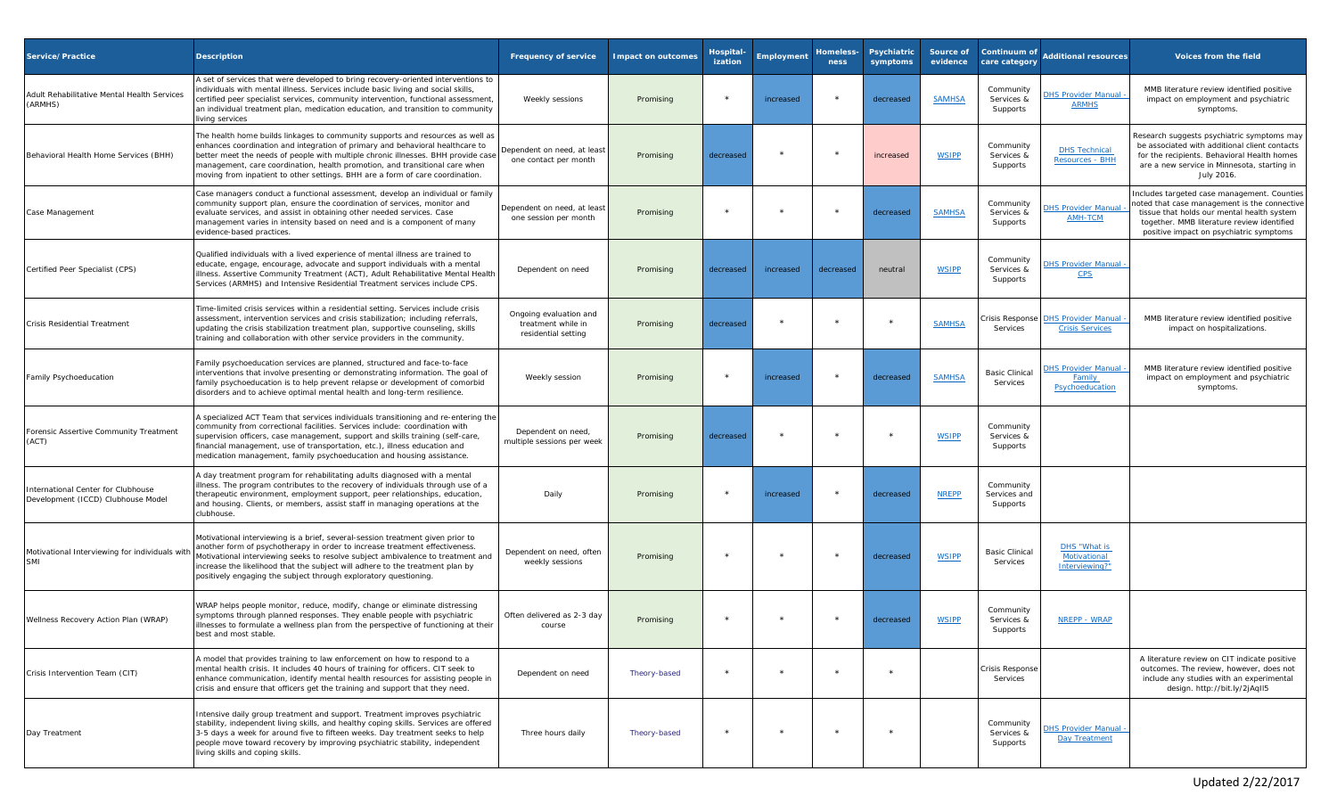| Service/ Practice | Description | Frequency of service | Impact on outcomes | Hospital-ization | Employment | Homeless-ness | Psychiatric symptoms | Source of evidence | Continuum of care category | Additional resources | Voices from the field |
|---|---|---|---|---|---|---|---|---|---|---|---|
| Adult Rehabilitative Mental Health Services (ARMHS) | A set of services that were developed to bring recovery-oriented interventions to individuals with mental illness. Services include basic living and social skills, certified peer specialist services, community intervention, functional assessment, an individual treatment plan, medication education, and transition to community living services | Weekly sessions | Promising | * | increased | * | decreased | SAMHSA | Community Services & Supports | DHS Provider Manual - ARMHS | MMB literature review identified positive impact on employment and psychiatric symptoms. |
| Behavioral Health Home Services (BHH) | The health home builds linkages to community supports and resources as well as enhances coordination and integration of primary and behavioral healthcare to better meet the needs of people with multiple chronic illnesses. BHH provide case management, care coordination, health promotion, and transitional care when moving from inpatient to other settings. BHH are a form of care coordination. | Dependent on need, at least one contact per month | Promising | decreased | * | * | increased | WSIPP | Community Services & Supports | DHS Technical Resources - BHH | Research suggests psychiatric symptoms may be associated with additional client contacts for the recipients. Behavioral Health homes are a new service in Minnesota, starting in July 2016. |
| Case Management | Case managers conduct a functional assessment, develop an individual or family community support plan, ensure the coordination of services, monitor and evaluate services, and assist in obtaining other needed services. Case management varies in intensity based on need and is a component of many evidence-based practices. | Dependent on need, at least one session per month | Promising | * | * | * | decreased | SAMHSA | Community Services & Supports | DHS Provider Manual - AMH-TCM | Includes targeted case management. Counties noted that case management is the connective tissue that holds our mental health system together. MMB literature review identified positive impact on psychiatric symptoms |
| Certified Peer Specialist (CPS) | Qualified individuals with a lived experience of mental illness are trained to educate, engage, encourage, advocate and support individuals with a mental illness. Assertive Community Treatment (ACT), Adult Rehabilitative Mental Health Services (ARMHS) and Intensive Residential Treatment services include CPS. | Dependent on need | Promising | decreased | increased | decreased | neutral | WSIPP | Community Services & Supports | DHS Provider Manual - CPS | |
| Crisis Residential Treatment | Time-limited crisis services within a residential setting. Services include crisis assessment, intervention services and crisis stabilization; including referrals, updating the crisis stabilization treatment plan, supportive counseling, skills training and collaboration with other service providers in the community. | Ongoing evaluation and treatment while in residential setting | Promising | decreased | * | * | * | SAMHSA | Crisis Response Services | DHS Provider Manual - Crisis Services | MMB literature review identified positive impact on hospitalizations. |
| Family Psychoeducation | Family psychoeducation services are planned, structured and face-to-face interventions that involve presenting or demonstrating information. The goal of family psychoeducation is to help prevent relapse or development of comorbid disorders and to achieve optimal mental health and long-term resilience. | Weekly session | Promising | * | increased | * | decreased | SAMHSA | Basic Clinical Services | DHS Provider Manual - Family Psychoeducation | MMB literature review identified positive impact on employment and psychiatric symptoms. |
| Forensic Assertive Community Treatment (ACT) | A specialized ACT Team that services individuals transitioning and re-entering the community from correctional facilities. Services include: coordination with supervision officers, case management, support and skills training (self-care, financial management, use of transportation, etc.), illness education and medication management, family psychoeducation and housing assistance. | Dependent on need, multiple sessions per week | Promising | decreased | * | * | * | WSIPP | Community Services & Supports | | |
| International Center for Clubhouse Development (ICCD) Clubhouse Model | A day treatment program for rehabilitating adults diagnosed with a mental illness. The program contributes to the recovery of individuals through use of a therapeutic environment, employment support, peer relationships, education, and housing. Clients, or members, assist staff in managing operations at the clubhouse. | Daily | Promising | * | increased | * | decreased | NREPP | Community Services and Supports | | |
| Motivational Interviewing for individuals with SMI | Motivational interviewing is a brief, several-session treatment given prior to another form of psychotherapy in order to increase treatment effectiveness. Motivational interviewing seeks to resolve subject ambivalence to treatment and increase the likelihood that the subject will adhere to the treatment plan by positively engaging the subject through exploratory questioning. | Dependent on need, often weekly sessions | Promising | * | * | * | decreased | WSIPP | Basic Clinical Services | DHS "What is Motivational Interviewing?" | |
| Wellness Recovery Action Plan (WRAP) | WRAP helps people monitor, reduce, modify, change or eliminate distressing symptoms through planned responses. They enable people with psychiatric illnesses to formulate a wellness plan from the perspective of functioning at their best and most stable. | Often delivered as 2-3 day course | Promising | * | * | * | decreased | WSIPP | Community Services & Supports | NREPP - WRAP | |
| Crisis Intervention Team (CIT) | A model that provides training to law enforcement on how to respond to a mental health crisis. It includes 40 hours of training for officers. CIT seek to enhance communication, identify mental health resources for assisting people in crisis and ensure that officers get the training and support that they need. | Dependent on need | Theory-based | * | * | * | * | | Crisis Response Services | | A literature review on CIT indicate positive outcomes. The review, however, does not include any studies with an experimental design. http://bit.ly/2jAqII5 |
| Day Treatment | Intensive daily group treatment and support. Treatment improves psychiatric stability, independent living skills, and healthy coping skills. Services are offered 3-5 days a week for around five to fifteen weeks. Day treatment seeks to help people move toward recovery by improving psychiatric stability, independent living skills and coping skills. | Three hours daily | Theory-based | * | * | * | * | | Community Services & Supports | DHS Provider Manual - Day Treatment | |

Updated 2/22/2017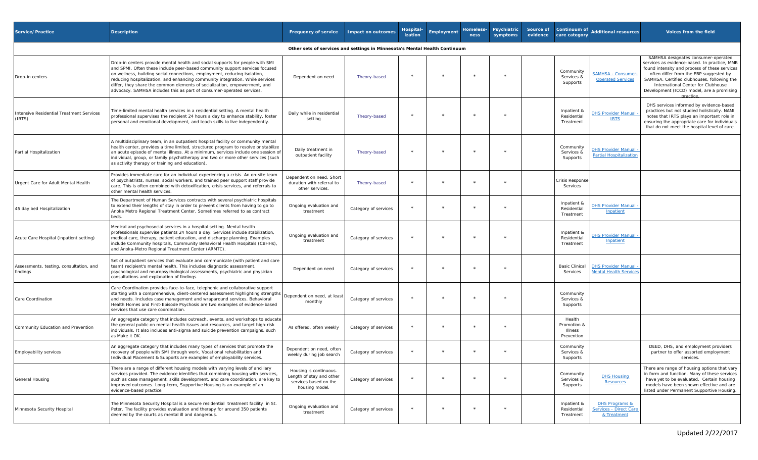| Service/Practice | Description | Frequency of service | Impact on outcomes | Hospital-ization | Employment | Homeless-ness | Psychiatric symptoms | Source of evidence | Continuum of care category | Additional resources | Voices from the field |
|---|---|---|---|---|---|---|---|---|---|---|---|
| **Other sets of services and settings in Minnesota's Mental Health Continuum** | | | | | | | | | | | |
| Drop-in centers | Drop-in centers provide mental health and social supports for people with SMI and SPMI. Often these include peer-based community support services focused on wellness, building social connections, employment, reducing isolation, reducing hospitalization, and enhancing community integration. While services differ, they share the common elements of socialization, empowerment, and advocacy. SAMHSA includes this as part of consumer-operated services. | Dependent on need | Theory-based | * | * | * | * | | Community Services & Supports | SAMHSA - Consumer-Operated Services | SAMHSA designates consumer-operated services as evidence-based. In practice, MMB found intensity and process of these services often differ from the EBP suggested by SAMHSA. Certified clubhouses, following the International Center for Clubhouse Development (ICCD) model, are a promising practice. |
| Intensive Residential Treatment Services (IRTS) | Time-limited mental health services in a residential setting. A mental health professional supervises the recipient 24 hours a day to enhance stability, foster personal and emotional development, and teach skills to live independently. | Daily while in residential setting | Theory-based | * | * | * | * | | Inpatient & Residential Treatment | DHS Provider Manual - IRTS | DHS services informed by evidence-based practices but not studied holistically. NAMI notes that IRTS plays an important role in ensuring the appropriate care for individuals that do not meet the hospital level of care. |
| Partial Hospitalization | A multidisciplinary team, in an outpatient hospital facility or community mental health center, provides a time limited, structured program to resolve or stabilize an acute episode of mental illness. At a minimum, services include one session of individual, group, or family psychotherapy and two or more other services (such as activity therapy or training and education). | Daily treatment in outpatient facility | Theory-based | * | * | * | * | | Community Services & Supports | DHS Provider Manual - Partial Hospitalization | |
| Urgent Care for Adult Mental Health | Provides immediate care for an individual experiencing a crisis. An on-site team of psychiatrists, nurses, social workers, and trained peer support staff provide care. This is often combined with detoxification, crisis services, and referrals to other mental health services. | Dependent on need. Short duration with referral to other services. | Theory-based | * | * | * | * | | Crisis Response Services | | |
| 45 day bed Hospitalization | The Department of Human Services contracts with several psychiatric hospitals to extend their lengths of stay in order to prevent clients from having to go to Anoka Metro Regional Treatment Center. Sometimes referred to as contract beds. | Ongoing evaluation and treatment | Category of services | * | * | * | * | | Inpatient & Residential Treatment | DHS Provider Manual - Inpatient | |
| Acute Care Hospital (inpatient setting) | Medical and psychosocial services in a hospital setting. Mental health professionals supervise patients 24 hours a day. Services include stabilization, medical care, therapy, patient education, and discharge planning. Examples include Community hospitals, Community Behavioral Health Hospitals (CBHHs), and Anoka-Metro Regional Treatment Center (ARMTC). | Ongoing evaluation and treatment | Category of services | * | * | * | * | | Inpatient & Residential Treatment | DHS Provider Manual - Inpatient | |
| Assessments, testing, consultation, and findings | Set of outpatient services that evaluate and communicate (with patient and care team) recipient's mental health. This includes diagnostic assessment, psychological and neuropsychological assessments, psychiatric and physician consultations and explanation of findings. | Dependent on need | Category of services | * | * | * | * | | Basic Clinical Services | DHS Provider Manual - Mental Health Services | |
| Care Coordination | Care Coordination provides face-to-face, telephonic and collaborative support starting with a comprehensive, client-centered assessment highlighting strengths and needs. Includes case management and wraparound services. Behavioral Health Homes and First-Episode Psychosis are two examples of evidence-based services that use care coordination. | Dependent on need, at least monthly | Category of services | * | * | * | * | | Community Services & Supports | | |
| Community Education and Prevention | An aggregate category that includes outreach, events, and workshops to educate the general public on mental health issues and resources, and target high-risk individuals. It also includes anti-sigma and suicide prevention campaigns, such as Make it OK. | As offered, often weekly | Category of services | * | * | * | * | | Health Promotion & Illness Prevention | | |
| Employability services | An aggregate category that includes many types of services that promote the recovery of people with SMI through work. Vocational rehabilitation and Individual Placement & Supports are examples of employability services. | Dependent on need, often weekly during job search | Category of services | * | * | * | * | | Community Services & Supports | | DEED, DHS, and employment providers partner to offer assorted employment services. |
| General Housing | There are a range of different housing models with varying levels of ancillary services provided. The evidence identifies that combining housing with services, such as case management, skills development, and care coordination, are key to improved outcomes. Long-term, Supportive Housing is an example of an evidence-based practice. | Housing is continuous. Length of stay and other services based on the housing model. | Category of services | * | * | * | * | | Community Services & Supports | DHS Housing Resources | There are range of housing options that vary in form and function. Many of these services have yet to be evaluated. Certain housing models have been shown effective and are listed under Permanent Supportive Housing. |
| Minnesota Security Hospital | The Minnesota Security Hospital is a secure residential treatment facility in St. Peter. The facility provides evaluation and therapy for around 350 patients deemed by the courts as mental ill and dangerous. | Ongoing evaluation and treatment | Category of services | * | * | * | * | | Inpatient & Residential Treatment | DHS Programs & Services - Direct Care & Treatment | |

Updated 2/22/2017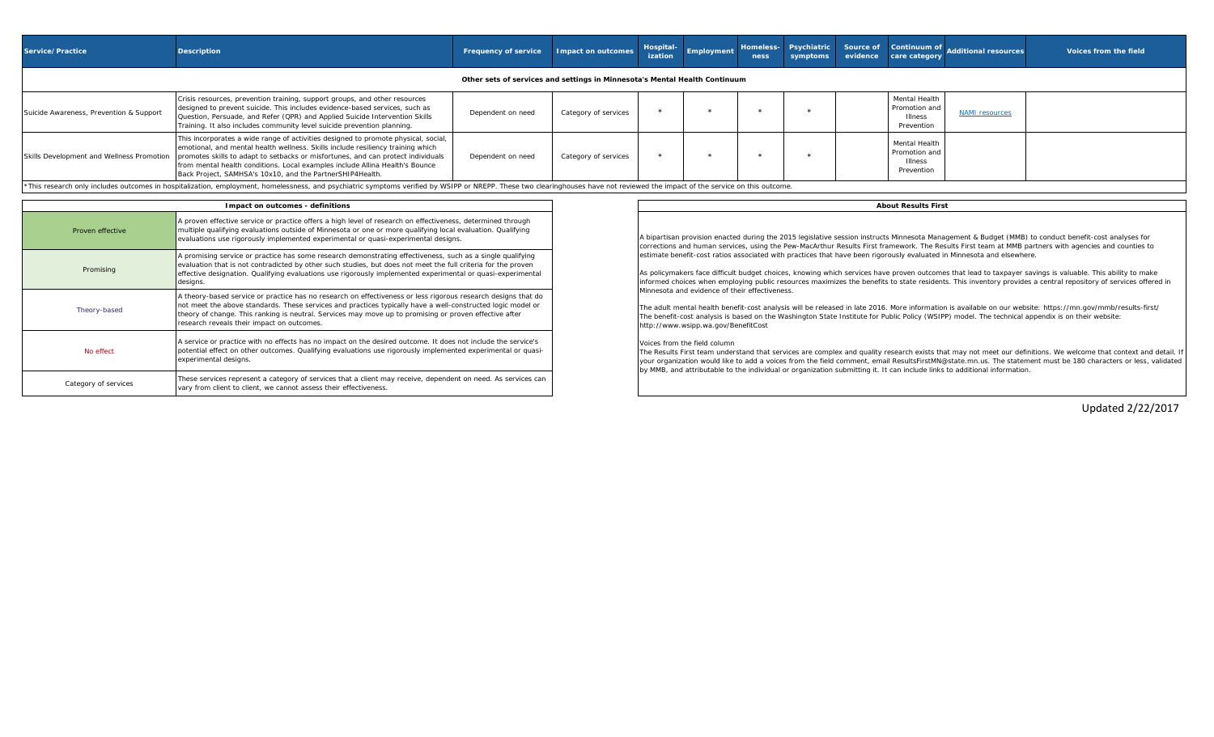| Service/Practice | Description | Frequency of service | Impact on outcomes | Hospital-ization | Employment | Homeless-ness | Psychiatric symptoms | Source of evidence | Continuum of care category | Additional resources | Voices from the field |
|---|---|---|---|---|---|---|---|---|---|---|---|
| **Other sets of services and settings in Minnesota's Mental Health Continuum** | | | | | | | | | | | |
| Suicide Awareness, Prevention & Support | Crisis resources, prevention training, support groups, and other resources designed to prevent suicide. This includes evidence-based services, such as Question, Persuade, and Refer (QPR) and Applied Suicide Intervention Skills Training. It also includes community level suicide prevention planning. | Dependent on need | Category of services | * | * | * | * | | Mental Health Promotion and Illness Prevention | NAMI resources | |
| Skills Development and Wellness Promotion | This incorporates a wide range of activities designed to promote physical, social, emotional, and mental health wellness. Skills include resiliency training which promotes skills to adapt to setbacks or misfortunes, and can protect individuals from mental health conditions. Local examples include Allina Health's Bounce Back Project, SAMHSA's 10x10, and the PartnerSHIP4Health. | Dependent on need | Category of services | * | * | * | * | | Mental Health Promotion and Illness Prevention | | |

*This research only includes outcomes in hospitalization, employment, homelessness, and psychiatric symptoms verified by WSIPP or NREPP. These two clearinghouses have not reviewed the impact of the service on this outcome.

| Impact on outcomes - definitions | |
|---|---|
| Proven effective | A proven effective service or practice offers a high level of research on effectiveness, determined through multiple qualifying evaluations outside of Minnesota or one or more qualifying local evaluation. Qualifying evaluations use rigorously implemented experimental or quasi-experimental designs. |
| Promising | A promising service or practice has some research demonstrating effectiveness, such as a single qualifying evaluation that is not contradicted by other such studies, but does not meet the full criteria for the proven effective designation. Qualifying evaluations use rigorously implemented experimental or quasi-experimental designs. |
| Theory-based | A theory-based service or practice has no research on effectiveness or less rigorous research designs that do not meet the above standards. These services and practices typically have a well-constructed logic model or theory of change. This ranking is neutral. Services may move up to promising or proven effective after research reveals their impact on outcomes. |
| No effect | A service or practice with no effects has no impact on the desired outcome. It does not include the service's potential effect on other outcomes. Qualifying evaluations use rigorously implemented experimental or quasi-experimental designs. |
| Category of services | These services represent a category of services that a client may receive, dependent on need. As services can vary from client to client, we cannot assess their effectiveness. |

## About Results First

A bipartisan provision enacted during the 2015 legislative session instructs Minnesota Management & Budget (MMB) to conduct benefit-cost analyses for corrections and human services, using the Pew-MacArthur Results First framework. The Results First team at MMB partners with agencies and counties to estimate benefit-cost ratios associated with practices that have been rigorously evaluated in Minnesota and elsewhere.

As policymakers face difficult budget choices, knowing which services have proven outcomes that lead to taxpayer savings is valuable. This ability to make informed choices when employing public resources maximizes the benefits to state residents. This inventory provides a central repository of services offered in Minnesota and evidence of their effectiveness.

The adult mental health benefit-cost analysis will be released in late 2016. More information is available on our website: https://mn.gov/mmb/results-first/
The benefit-cost analysis is based on the Washington State Institute for Public Policy (WSIPP) model. The technical appendix is on their website: http://www.wsipp.wa.gov/BenefitCost

Voices from the field column
The Results First team understand that services are complex and quality research exists that may not meet our definitions. We welcome that context and detail. If your organization would like to add a voices from the field comment, email ResultsFirstMN@state.mn.us. The statement must be 180 characters or less, validated by MMB, and attributable to the individual or organization submitting it. It can include links to additional information.

Updated 2/22/2017